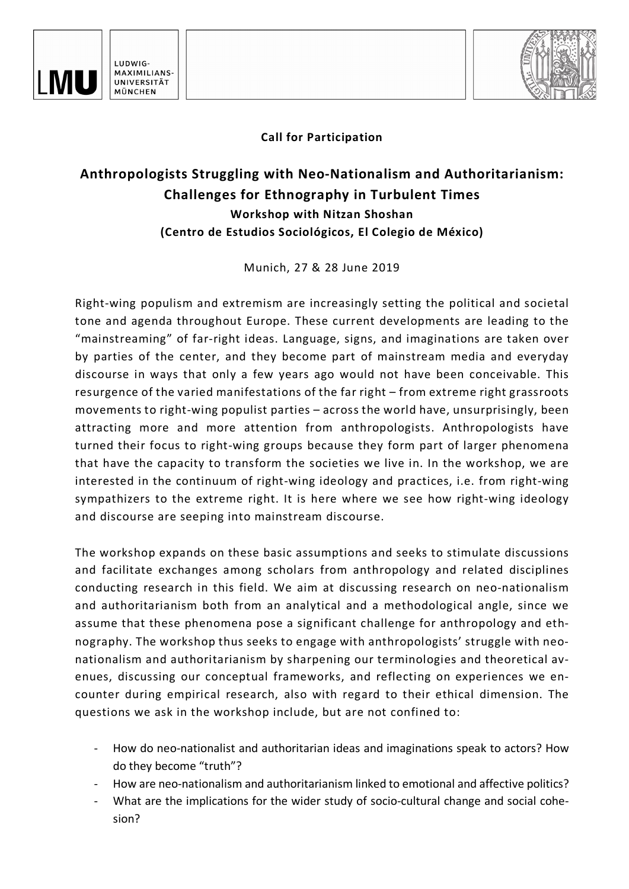LUDWIG-MAXIMILIANS-UNIVERSITÄT MÜNCHEN

**Call for Participation**

# Anthropologists Struggling with Neo-Nationalism and Authoritarianism: Challenges for Ethnography in Turbulent Times

### Workshop with Nitzan Shoshan (Centro de Estudios Sociológicos, El Colegio de México)

Munich, 27 & 28 June 2019

Right-wing populism and extremism are increasingly setting the political and societal tone and agenda throughout Europe. These current developments are leading to the "mainstreaming" of far-right ideas. Language, signs, and imaginations are taken over by parties of the center, and they become part of mainstream media and everyday discourse in ways that only a few years ago would not have been conceivable. This resurgence of the varied manifestations of the far right – from extreme right grassroots movements to right-wing populist parties – across the world have, unsurprisingly, been attracting more and more attention from anthropologists. Anthropologists have turned their focus to right-wing groups because they form part of larger phenomena that have the capacity to transform the societies we live in. In the workshop, we are interested in the continuum of right-wing ideology and practices, i.e. from right-wing sympathizers to the extreme right. It is here where we see how right-wing ideology and discourse are seeping into mainstream discourse.

The workshop expands on these basic assumptions and seeks to stimulate discussions and facilitate exchanges among scholars from anthropology and related disciplines conducting research in this field. We aim at discussing research on neo-nationalism and authoritarianism both from an analytical and a methodological angle, since we assume that these phenomena pose a significant challenge for anthropology and ethnography. The workshop thus seeks to engage with anthropologists' struggle with neo-nationalism and authoritarianism by sharpening our terminologies and theoretical avenues, discussing our conceptual frameworks, and reflecting on experiences we encounter during empirical research, also with regard to their ethical dimension. The questions we ask in the workshop include, but are not confined to:

- How do neo-nationalist and authoritarian ideas and imaginations speak to actors? How do they become "truth"?
- How are neo-nationalism and authoritarianism linked to emotional and affective politics?
- What are the implications for the wider study of socio-cultural change and social cohesion?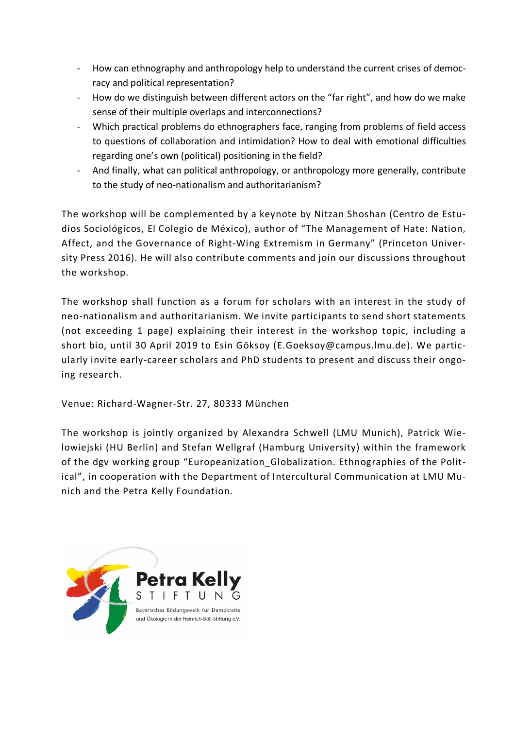- How can ethnography and anthropology help to understand the current crises of democracy and political representation?
- How do we distinguish between different actors on the "far right", and how do we make sense of their multiple overlaps and interconnections?
- Which practical problems do ethnographers face, ranging from problems of field access to questions of collaboration and intimidation? How to deal with emotional difficulties regarding one's own (political) positioning in the field?
- And finally, what can political anthropology, or anthropology more generally, contribute to the study of neo-nationalism and authoritarianism?

The workshop will be complemented by a keynote by Nitzan Shoshan (Centro de Estudios Sociológicos, El Colegio de México), author of "The Management of Hate: Nation, Affect, and the Governance of Right-Wing Extremism in Germany" (Princeton University Press 2016). He will also contribute comments and join our discussions throughout the workshop.

The workshop shall function as a forum for scholars with an interest in the study of neo-nationalism and authoritarianism. We invite participants to send short statements (not exceeding 1 page) explaining their interest in the workshop topic, including a short bio, until 30 April 2019 to Esin Göksoy (E.Goeksoy@campus.lmu.de). We particularly invite early-career scholars and PhD students to present and discuss their ongoing research.

Venue: Richard-Wagner-Str. 27, 80333 München

The workshop is jointly organized by Alexandra Schwell (LMU Munich), Patrick Wielowiejski (HU Berlin) and Stefan Wellgraf (Hamburg University) within the framework of the dgv working group "Europeanization_Globalization. Ethnographies of the Political", in cooperation with the Department of Intercultural Communication at LMU Munich and the Petra Kelly Foundation.

Petra Kelly STIFTUNG

Bayerisches Bildungswerk für Demokratie und Ökologie in der Heinrich-Böll-Stiftung e.V.